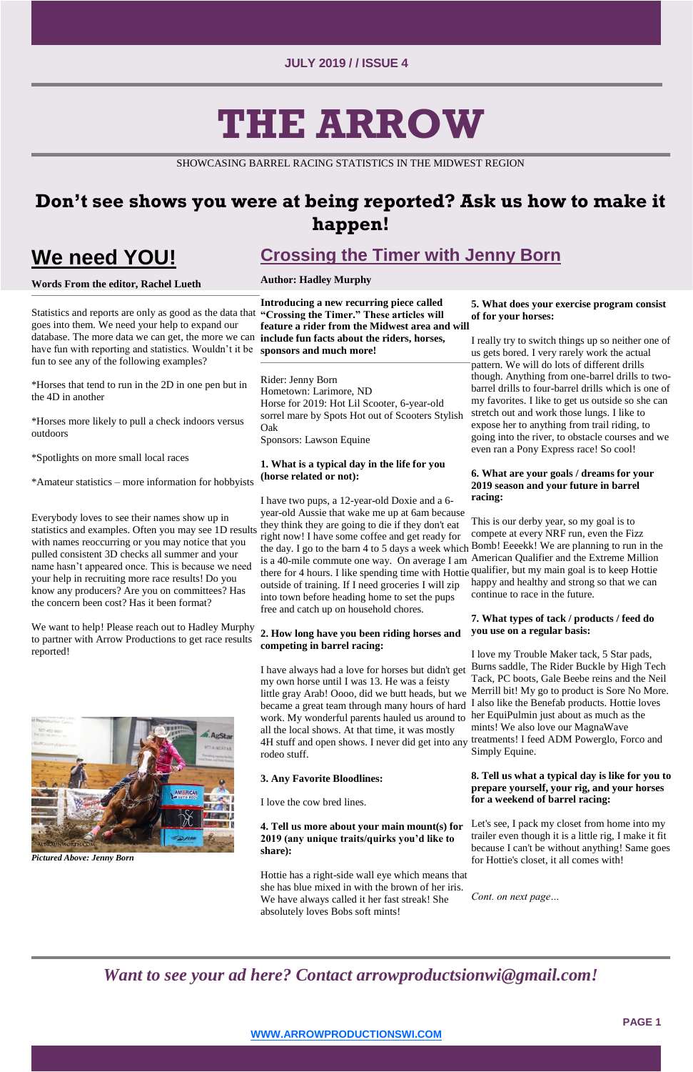JULY 2019 / / ISSUE 4

# THE ARROW

SHOWCASING BARREL RACING STATISTICS IN THE MIDWEST REGION

## Don't see shows you were at being reported? Ask us how to make it happen!

## We need YOU!

**Words From the editor, Rachel Lueth**

Statistics and reports are only as good as the data that goes into them. We need your help to expand our database. The more data we can get, the more we can have fun with reporting and statistics. Wouldn't it be fun to see any of the following examples?

*Horses that tend to run in the 2D in one pen but in the 4D in another

*Horses more likely to pull a check indoors versus outdoors

*Spotlights on more small local races

*Amateur statistics – more information for hobbyists

Everybody loves to see their names show up in statistics and examples. Often you may see 1D results with names reoccurring or you may notice that you pulled consistent 3D checks all summer and your name hasn't appeared once. This is because we need your help in recruiting more race results! Do you know any producers? Are you on committees? Has the concern been cost? Has it been format?

We want to help! Please reach out to Hadley Murphy to partner with Arrow Productions to get race results reported!

*Pictured Above: Jenny Born*

## Crossing the Timer with Jenny Born

**Author: Hadley Murphy**

**Introducing a new recurring piece called "Crossing the Timer." These articles will feature a rider from the Midwest area and will include fun facts about the riders, horses, sponsors and much more!**

Rider: Jenny Born
Hometown: Larimore, ND
Horse for 2019: Hot Lil Scooter, 6-year-old sorrel mare by Spots Hot out of Scooters Stylish Oak
Sponsors: Lawson Equine

**1. What is a typical day in the life for you (horse related or not):**

I have two pups, a 12-year-old Doxie and a 6-year-old Aussie that wake me up at 6am because they think they are going to die if they don't eat right now! I have some coffee and get ready for the day. I go to the barn 4 to 5 days a week which is a 40-mile commute one way. On average I am there for 4 hours. I like spending time with Hottie outside of training. If I need groceries I will zip into town before heading home to set the pups free and catch up on household chores.

**2. How long have you been riding horses and competing in barrel racing:**

I have always had a love for horses but didn't get my own horse until I was 13. He was a feisty little gray Arab! Oooo, did we butt heads, but we became a great team through many hours of hard work. My wonderful parents hauled us around to all the local shows. At that time, it was mostly 4H stuff and open shows. I never did get into any rodeo stuff.

**3. Any Favorite Bloodlines:**

I love the cow bred lines.

**4. Tell us more about your main mount(s) for 2019 (any unique traits/quirks you'd like to share):**

Hottie has a right-side wall eye which means that she has blue mixed in with the brown of her iris. We have always called it her fast streak! She absolutely loves Bobs soft mints!

**5. What does your exercise program consist of for your horses:**

I really try to switch things up so neither one of us gets bored. I very rarely work the actual pattern. We will do lots of different drills though. Anything from one-barrel drills to two-barrel drills to four-barrel drills which is one of my favorites. I like to get us outside so she can stretch out and work those lungs. I like to expose her to anything from trail riding, to going into the river, to obstacle courses and we even ran a Pony Express race! So cool!

**6. What are your goals / dreams for your 2019 season and your future in barrel racing:**

This is our derby year, so my goal is to compete at every NRF run, even the Fizz Bomb! Eeeekk! We are planning to run in the American Qualifier and the Extreme Million qualifier, but my main goal is to keep Hottie happy and healthy and strong so that we can continue to race in the future.

**7. What types of tack / products / feed do you use on a regular basis:**

I love my Trouble Maker tack, 5 Star pads, Burns saddle, The Rider Buckle by High Tech Tack, PC boots, Gale Beebe reins and the Neil Merrill bit! My go to product is Sore No More. I also like the Benefab products. Hottie loves her EquiPulmin just about as much as the mints! We also love our MagnaWave treatments! I feed ADM Powerglo, Forco and Simply Equine.

**8. Tell us what a typical day is like for you to prepare yourself, your rig, and your horses for a weekend of barrel racing:**

Let's see, I pack my closet from home into my trailer even though it is a little rig, I make it fit because I can't be without anything! Same goes for Hottie's closet, it all comes with!

*Cont. on next page…*

*Want to see your ad here? Contact arrowproductsionwi@gmail.com!*

WWW.ARROWPRODUCTIONSWI.COM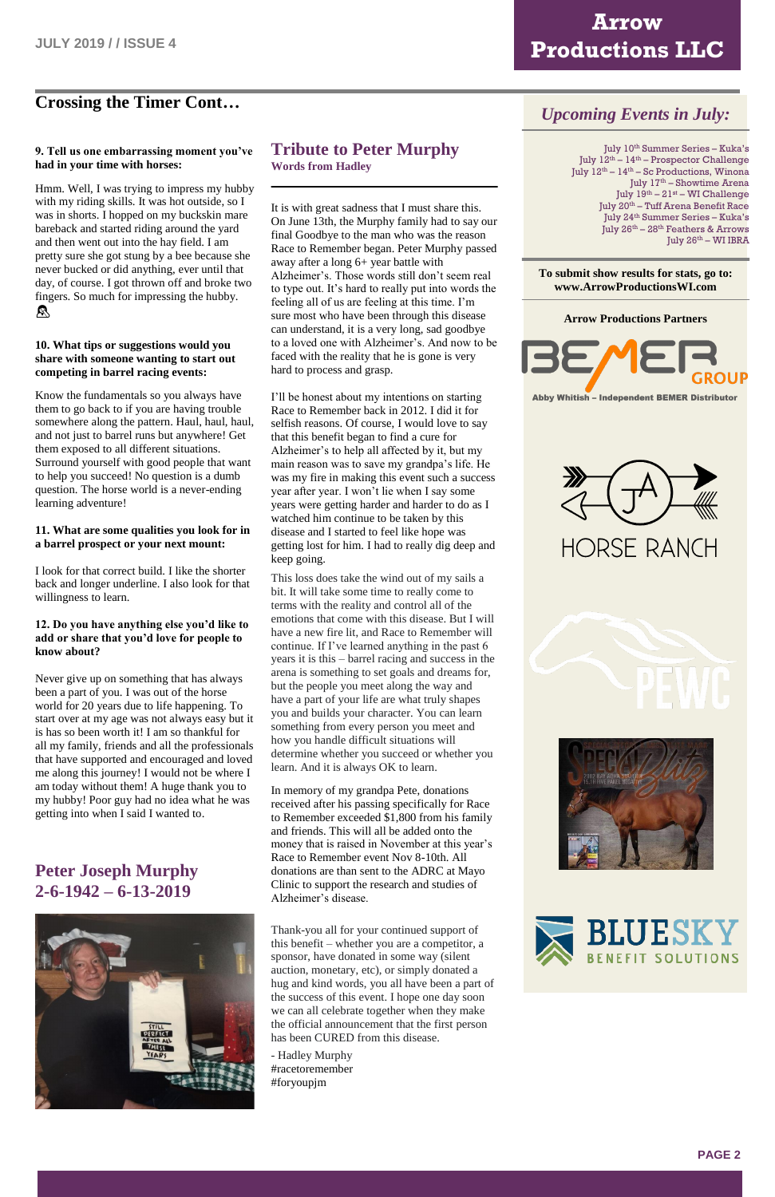## Crossing the Timer Cont…

**9. Tell us one embarrassing moment you've had in your time with horses:**

Hmm. Well, I was trying to impress my hubby with my riding skills. It was hot outside, so I was in shorts. I hopped on my buckskin mare bareback and started riding around the yard and then went out into the hay field. I am pretty sure she got stung by a bee because she never bucked or did anything, ever until that day, of course. I got thrown off and broke two fingers. So much for impressing the hubby. 😩

**10. What tips or suggestions would you share with someone wanting to start out competing in barrel racing events:**

Know the fundamentals so you always have them to go back to if you are having trouble somewhere along the pattern. Haul, haul, haul, and not just to barrel runs but anywhere! Get them exposed to all different situations. Surround yourself with good people that want to help you succeed! No question is a dumb question. The horse world is a never-ending learning adventure!

**11. What are some qualities you look for in a barrel prospect or your next mount:**

I look for that correct build. I like the shorter back and longer underline. I also look for that willingness to learn.

**12. Do you have anything else you'd like to add or share that you'd love for people to know about?**

Never give up on something that has always been a part of you. I was out of the horse world for 20 years due to life happening. To start over at my age was not always easy but it is has so been worth it! I am so thankful for all my family, friends and all the professionals that have supported and encouraged and loved me along this journey! I would not be where I am today without them! A huge thank you to my hubby! Poor guy had no idea what he was getting into when I said I wanted to.

## Peter Joseph Murphy
## 2-6-1942 – 6-13-2019

## Tribute to Peter Murphy
**Words from Hadley**

It is with great sadness that I must share this. On June 13th, the Murphy family had to say our final Goodbye to the man who was the reason Race to Remember began. Peter Murphy passed away after a long 6+ year battle with Alzheimer's. Those words still don't seem real to type out. It's hard to really put into words the feeling all of us are feeling at this time. I'm sure most who have been through this disease can understand, it is a very long, sad goodbye to a loved one with Alzheimer's. And now to be faced with the reality that he is gone is very hard to process and grasp.

I'll be honest about my intentions on starting Race to Remember back in 2012. I did it for selfish reasons. Of course, I would love to say that this benefit began to find a cure for Alzheimer's to help all affected by it, but my main reason was to save my grandpa's life. He was my fire in making this event such a success year after year. I won't lie when I say some years were getting harder and harder to do as I watched him continue to be taken by this disease and I started to feel like hope was getting lost for him. I had to really dig deep and keep going.

This loss does take the wind out of my sails a bit. It will take some time to really come to terms with the reality and control all of the emotions that come with this disease. But I will have a new fire lit, and Race to Remember will continue. If I've learned anything in the past 6 years it is this – barrel racing and success in the arena is something to set goals and dreams for, but the people you meet along the way and have a part of your life are what truly shapes you and builds your character. You can learn something from every person you meet and how you handle difficult situations will determine whether you succeed or whether you learn. And it is always OK to learn.

In memory of my grandpa Pete, donations received after his passing specifically for Race to Remember exceeded $1,800 from his family and friends. This will all be added onto the money that is raised in November at this year's Race to Remember event Nov 8-10th. All donations are than sent to the ADRC at Mayo Clinic to support the research and studies of Alzheimer's disease.

Thank-you all for your continued support of this benefit – whether you are a competitor, a sponsor, have donated in some way (silent auction, monetary, etc), or simply donated a hug and kind words, you all have been a part of the success of this event. I hope one day soon we can all celebrate together when they make the official announcement that the first person has been CURED from this disease.

- Hadley Murphy
#racetoremember
#foryoupjm

## *Upcoming Events in July:*

July 10th Summer Series – Kuka's
July 12th – 14th – Prospector Challenge
July 12th – 14th – Sc Productions, Winona
July 17th – Showtime Arena
July 19th – 21st – WI Challenge
July 20th – Tuff Arena Benefit Race
July 24th Summer Series – Kuka's
July 26th – 28th Feathers & Arrows
July 26th – WI IBRA

**To submit show results for stats, go to: www.ArrowProductionsWI.com**

**Arrow Productions Partners**

BEMER GROUP
Abby Whitish – Independent BEMER Distributor

JA HORSE RANCH

PEWC

BLUESKY BENEFIT SOLUTIONS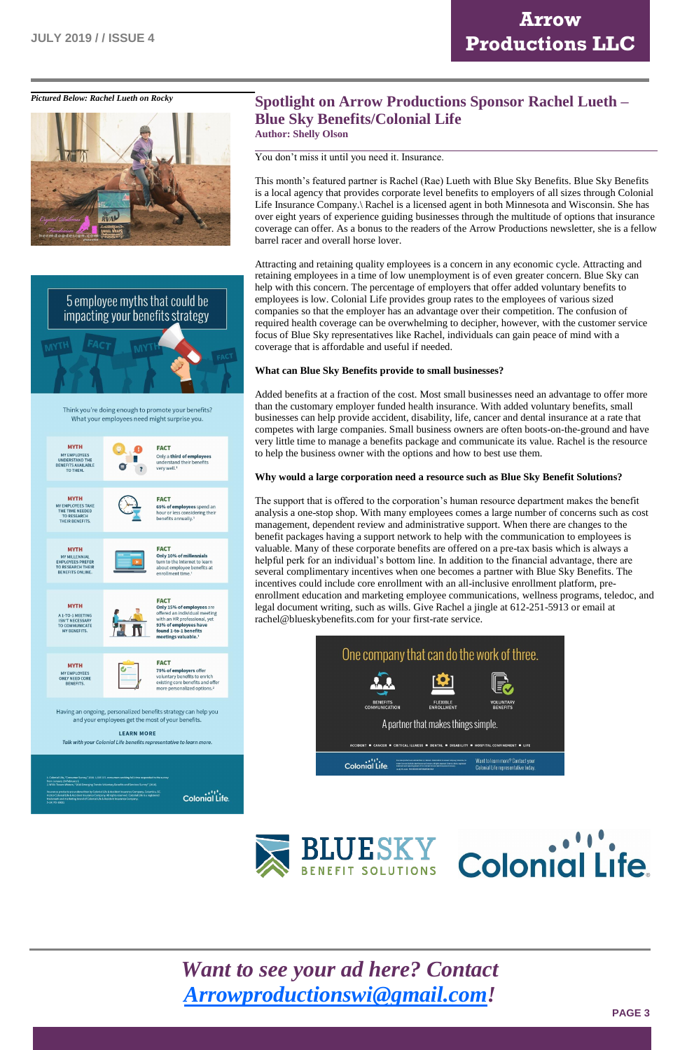*Pictured Below: Rachel Lueth on Rocky*

## Spotlight on Arrow Productions Sponsor Rachel Lueth – Blue Sky Benefits/Colonial Life

**Author: Shelly Olson**

You don't miss it until you need it. Insurance.

This month's featured partner is Rachel (Rae) Lueth with Blue Sky Benefits. Blue Sky Benefits is a local agency that provides corporate level benefits to employers of all sizes through Colonial Life Insurance Company.\ Rachel is a licensed agent in both Minnesota and Wisconsin. She has over eight years of experience guiding businesses through the multitude of options that insurance coverage can offer. As a bonus to the readers of the Arrow Productions newsletter, she is a fellow barrel racer and overall horse lover.

Attracting and retaining quality employees is a concern in any economic cycle. Attracting and retaining employees in a time of low unemployment is of even greater concern. Blue Sky can help with this concern. The percentage of employers that offer added voluntary benefits to employees is low. Colonial Life provides group rates to the employees of various sized companies so that the employer has an advantage over their competition. The confusion of required health coverage can be overwhelming to decipher, however, with the customer service focus of Blue Sky representatives like Rachel, individuals can gain peace of mind with a coverage that is affordable and useful if needed.

**What can Blue Sky Benefits provide to small businesses?**

Added benefits at a fraction of the cost. Most small businesses need an advantage to offer more than the customary employer funded health insurance. With added voluntary benefits, small businesses can help provide accident, disability, life, cancer and dental insurance at a rate that competes with large companies. Small business owners are often boots-on-the-ground and have very little time to manage a benefits package and communicate its value. Rachel is the resource to help the business owner with the options and how to best use them.

**Why would a large corporation need a resource such as Blue Sky Benefit Solutions?**

The support that is offered to the corporation's human resource department makes the benefit analysis a one-stop shop. With many employees comes a large number of concerns such as cost management, dependent review and administrative support. When there are changes to the benefit packages having a support network to help with the communication to employees is valuable. Many of these corporate benefits are offered on a pre-tax basis which is always a helpful perk for an individual's bottom line. In addition to the financial advantage, there are several complimentary incentives when one becomes a partner with Blue Sky Benefits. The incentives could include core enrollment with an all-inclusive enrollment platform, pre-enrollment education and marketing employee communications, wellness programs, teledoc, and legal document writing, such as wills. Give Rachel a jingle at 612-251-5913 or email at rachel@blueskybenefits.com for your first-rate service.

*Want to see your ad here? Contact [Arrowproductionswi@gmail.com](mailto:Arrowproductionswi@gmail.com)!*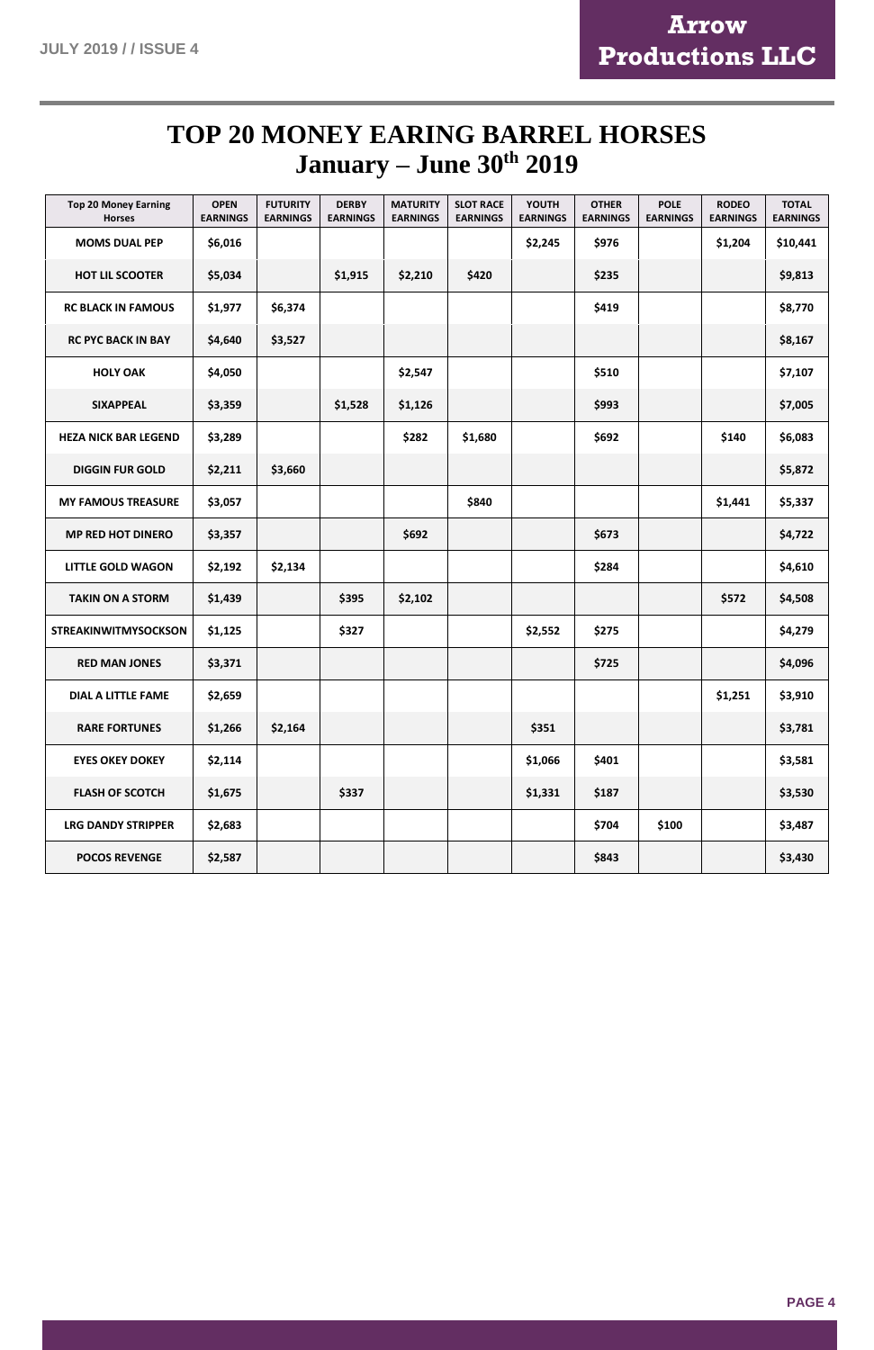# TOP 20 MONEY EARING BARREL HORSES
## January – June 30th 2019

| Top 20 Money Earning Horses | OPEN EARNINGS | FUTURITY EARNINGS | DERBY EARNINGS | MATURITY EARNINGS | SLOT RACE EARNINGS | YOUTH EARNINGS | OTHER EARNINGS | POLE EARNINGS | RODEO EARNINGS | TOTAL EARNINGS |
|---|---|---|---|---|---|---|---|---|---|---|
| MOMS DUAL PEP | $6,016 | | | | | $2,245 | $976 | | $1,204 | $10,441 |
| HOT LIL SCOOTER | $5,034 | | $1,915 | $2,210 | $420 | | $235 | | | $9,813 |
| RC BLACK IN FAMOUS | $1,977 | $6,374 | | | | | $419 | | | $8,770 |
| RC PYC BACK IN BAY | $4,640 | $3,527 | | | | | | | | $8,167 |
| HOLY OAK | $4,050 | | | $2,547 | | | $510 | | | $7,107 |
| SIXAPPEAL | $3,359 | | $1,528 | $1,126 | | | $993 | | | $7,005 |
| HEZA NICK BAR LEGEND | $3,289 | | | $282 | $1,680 | | $692 | | $140 | $6,083 |
| DIGGIN FUR GOLD | $2,211 | $3,660 | | | | | | | | $5,872 |
| MY FAMOUS TREASURE | $3,057 | | | | $840 | | | | $1,441 | $5,337 |
| MP RED HOT DINERO | $3,357 | | | $692 | | | $673 | | | $4,722 |
| LITTLE GOLD WAGON | $2,192 | $2,134 | | | | | $284 | | | $4,610 |
| TAKIN ON A STORM | $1,439 | | $395 | $2,102 | | | | | $572 | $4,508 |
| STREAKINWITMYSOCKSON | $1,125 | | $327 | | | $2,552 | $275 | | | $4,279 |
| RED MAN JONES | $3,371 | | | | | | $725 | | | $4,096 |
| DIAL A LITTLE FAME | $2,659 | | | | | | | | $1,251 | $3,910 |
| RARE FORTUNES | $1,266 | $2,164 | | | | $351 | | | | $3,781 |
| EYES OKEY DOKEY | $2,114 | | | | | $1,066 | $401 | | | $3,581 |
| FLASH OF SCOTCH | $1,675 | | $337 | | | $1,331 | $187 | | | $3,530 |
| LRG DANDY STRIPPER | $2,683 | | | | | | $704 | $100 | | $3,487 |
| POCOS REVENGE | $2,587 | | | | | | $843 | | | $3,430 |